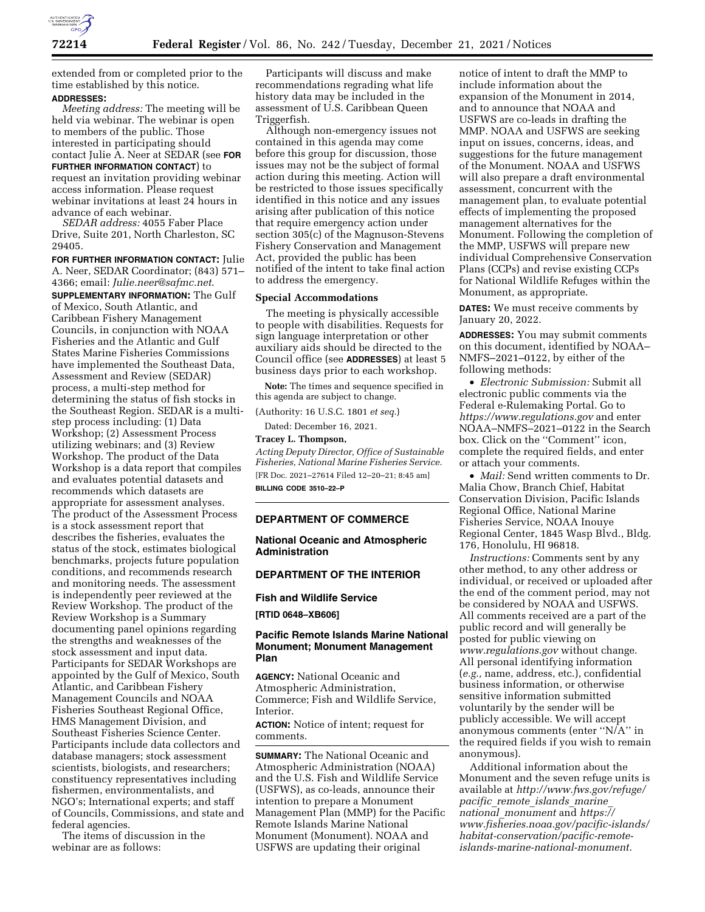extended from or completed prior to the time established by this notice.

**ADDRESSES:**

*Meeting address:* The meeting will be held via webinar. The webinar is open to members of the public. Those interested in participating should contact Julie A. Neer at SEDAR (see **FOR FURTHER INFORMATION CONTACT**) to request an invitation providing webinar access information. Please request webinar invitations at least 24 hours in advance of each webinar.

*SEDAR address:* 4055 Faber Place Drive, Suite 201, North Charleston, SC 29405.

**FOR FURTHER INFORMATION CONTACT:** Julie A. Neer, SEDAR Coordinator; (843) 571–4366; email: *Julie.neer@safmc.net*.

**SUPPLEMENTARY INFORMATION:** The Gulf of Mexico, South Atlantic, and Caribbean Fishery Management Councils, in conjunction with NOAA Fisheries and the Atlantic and Gulf States Marine Fisheries Commissions have implemented the Southeast Data, Assessment and Review (SEDAR) process, a multi-step method for determining the status of fish stocks in the Southeast Region. SEDAR is a multi-step process including: (1) Data Workshop; (2) Assessment Process utilizing webinars; and (3) Review Workshop. The product of the Data Workshop is a data report that compiles and evaluates potential datasets and recommends which datasets are appropriate for assessment analyses. The product of the Assessment Process is a stock assessment report that describes the fisheries, evaluates the status of the stock, estimates biological benchmarks, projects future population conditions, and recommends research and monitoring needs. The assessment is independently peer reviewed at the Review Workshop. The product of the Review Workshop is a Summary documenting panel opinions regarding the strengths and weaknesses of the stock assessment and input data. Participants for SEDAR Workshops are appointed by the Gulf of Mexico, South Atlantic, and Caribbean Fishery Management Councils and NOAA Fisheries Southeast Regional Office, HMS Management Division, and Southeast Fisheries Science Center. Participants include data collectors and database managers; stock assessment scientists, biologists, and researchers; constituency representatives including fishermen, environmentalists, and NGO's; International experts; and staff of Councils, Commissions, and state and federal agencies.

The items of discussion in the webinar are as follows:

Participants will discuss and make recommendations regrading what life history data may be included in the assessment of U.S. Caribbean Queen Triggerfish.

Although non-emergency issues not contained in this agenda may come before this group for discussion, those issues may not be the subject of formal action during this meeting. Action will be restricted to those issues specifically identified in this notice and any issues arising after publication of this notice that require emergency action under section 305(c) of the Magnuson-Stevens Fishery Conservation and Management Act, provided the public has been notified of the intent to take final action to address the emergency.

## Special Accommodations

The meeting is physically accessible to people with disabilities. Requests for sign language interpretation or other auxiliary aids should be directed to the Council office (see **ADDRESSES**) at least 5 business days prior to each workshop.

**Note:** The times and sequence specified in this agenda are subject to change.

(Authority: 16 U.S.C. 1801 *et seq.*)

Dated: December 16, 2021.

**Tracey L. Thompson,**

*Acting Deputy Director, Office of Sustainable Fisheries, National Marine Fisheries Service.*

[FR Doc. 2021–27614 Filed 12–20–21; 8:45 am]

**BILLING CODE 3510–22–P**

---

## DEPARTMENT OF COMMERCE

### National Oceanic and Atmospheric Administration

## DEPARTMENT OF THE INTERIOR

### Fish and Wildlife Service

**[RTID 0648–XB606]**

### Pacific Remote Islands Marine National Monument; Monument Management Plan

**AGENCY:** National Oceanic and Atmospheric Administration, Commerce; Fish and Wildlife Service, Interior.

**ACTION:** Notice of intent; request for comments.

**SUMMARY:** The National Oceanic and Atmospheric Administration (NOAA) and the U.S. Fish and Wildlife Service (USFWS), as co-leads, announce their intention to prepare a Monument Management Plan (MMP) for the Pacific Remote Islands Marine National Monument (Monument). NOAA and USFWS are updating their original notice of intent to draft the MMP to include information about the expansion of the Monument in 2014, and to announce that NOAA and USFWS are co-leads in drafting the MMP. NOAA and USFWS are seeking input on issues, concerns, ideas, and suggestions for the future management of the Monument. NOAA and USFWS will also prepare a draft environmental assessment, concurrent with the management plan, to evaluate potential effects of implementing the proposed management alternatives for the Monument. Following the completion of the MMP, USFWS will prepare new individual Comprehensive Conservation Plans (CCPs) and revise existing CCPs for National Wildlife Refuges within the Monument, as appropriate.

**DATES:** We must receive comments by January 20, 2022.

**ADDRESSES:** You may submit comments on this document, identified by NOAA–NMFS–2021–0122, by either of the following methods:

- *Electronic Submission:* Submit all electronic public comments via the Federal e-Rulemaking Portal. Go to *https://www.regulations.gov* and enter NOAA–NMFS–2021–0122 in the Search box. Click on the ''Comment'' icon, complete the required fields, and enter or attach your comments.
- *Mail:* Send written comments to Dr. Malia Chow, Branch Chief, Habitat Conservation Division, Pacific Islands Regional Office, National Marine Fisheries Service, NOAA Inouye Regional Center, 1845 Wasp Blvd., Bldg. 176, Honolulu, HI 96818.

*Instructions:* Comments sent by any other method, to any other address or individual, or received or uploaded after the end of the comment period, may not be considered by NOAA and USFWS. All comments received are a part of the public record and will generally be posted for public viewing on *www.regulations.gov* without change. All personal identifying information (*e.g.,* name, address, etc.), confidential business information, or otherwise sensitive information submitted voluntarily by the sender will be publicly accessible. We will accept anonymous comments (enter ''N/A'' in the required fields if you wish to remain anonymous).

Additional information about the Monument and the seven refuge units is available at *http://www.fws.gov/refuge/pacific_remote_islands_marine_national_monument* and *https://www.fisheries.noaa.gov/pacific-islands/habitat-conservation/pacific-remote-islands-marine-national-monument.*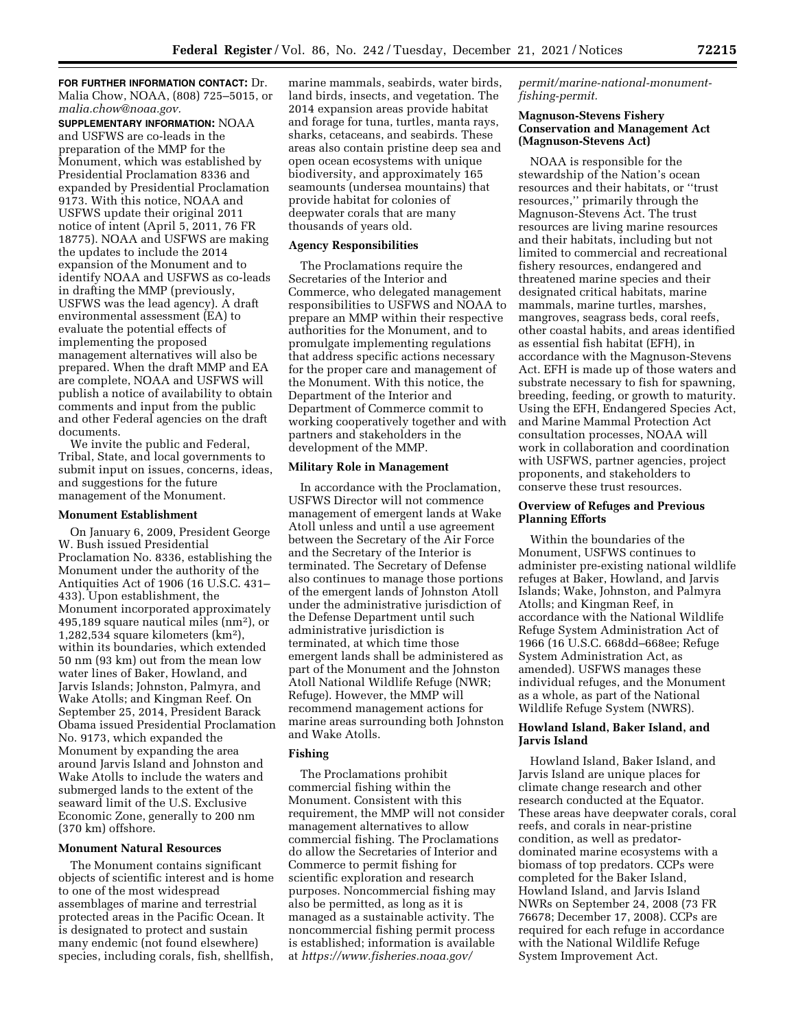**FOR FURTHER INFORMATION CONTACT:** Dr. Malia Chow, NOAA, (808) 725–5015, or *malia.chow@noaa.gov.*

**SUPPLEMENTARY INFORMATION:** NOAA and USFWS are co-leads in the preparation of the MMP for the Monument, which was established by Presidential Proclamation 8336 and expanded by Presidential Proclamation 9173. With this notice, NOAA and USFWS update their original 2011 notice of intent (April 5, 2011, 76 FR 18775). NOAA and USFWS are making the updates to include the 2014 expansion of the Monument and to identify NOAA and USFWS as co-leads in drafting the MMP (previously, USFWS was the lead agency). A draft environmental assessment (EA) to evaluate the potential effects of implementing the proposed management alternatives will also be prepared. When the draft MMP and EA are complete, NOAA and USFWS will publish a notice of availability to obtain comments and input from the public and other Federal agencies on the draft documents.

We invite the public and Federal, Tribal, State, and local governments to submit input on issues, concerns, ideas, and suggestions for the future management of the Monument.

## Monument Establishment

On January 6, 2009, President George W. Bush issued Presidential Proclamation No. 8336, establishing the Monument under the authority of the Antiquities Act of 1906 (16 U.S.C. 431–433). Upon establishment, the Monument incorporated approximately 495,189 square nautical miles (nm$^2$), or 1,282,534 square kilometers (km$^2$), within its boundaries, which extended 50 nm (93 km) out from the mean low water lines of Baker, Howland, and Jarvis Islands; Johnston, Palmyra, and Wake Atolls; and Kingman Reef. On September 25, 2014, President Barack Obama issued Presidential Proclamation No. 9173, which expanded the Monument by expanding the area around Jarvis Island and Johnston and Wake Atolls to include the waters and submerged lands to the extent of the seaward limit of the U.S. Exclusive Economic Zone, generally to 200 nm (370 km) offshore.

## Monument Natural Resources

The Monument contains significant objects of scientific interest and is home to one of the most widespread assemblages of marine and terrestrial protected areas in the Pacific Ocean. It is designated to protect and sustain many endemic (not found elsewhere) species, including corals, fish, shellfish, marine mammals, seabirds, water birds, land birds, insects, and vegetation. The 2014 expansion areas provide habitat and forage for tuna, turtles, manta rays, sharks, cetaceans, and seabirds. These areas also contain pristine deep sea and open ocean ecosystems with unique biodiversity, and approximately 165 seamounts (undersea mountains) that provide habitat for colonies of deepwater corals that are many thousands of years old.

## Agency Responsibilities

The Proclamations require the Secretaries of the Interior and Commerce, who delegated management responsibilities to USFWS and NOAA to prepare an MMP within their respective authorities for the Monument, and to promulgate implementing regulations that address specific actions necessary for the proper care and management of the Monument. With this notice, the Department of the Interior and Department of Commerce commit to working cooperatively together and with partners and stakeholders in the development of the MMP.

## Military Role in Management

In accordance with the Proclamation, USFWS Director will not commence management of emergent lands at Wake Atoll unless and until a use agreement between the Secretary of the Air Force and the Secretary of the Interior is terminated. The Secretary of Defense also continues to manage those portions of the emergent lands of Johnston Atoll under the administrative jurisdiction of the Defense Department until such administrative jurisdiction is terminated, at which time those emergent lands shall be administered as part of the Monument and the Johnston Atoll National Wildlife Refuge (NWR; Refuge). However, the MMP will recommend management actions for marine areas surrounding both Johnston and Wake Atolls.

## Fishing

The Proclamations prohibit commercial fishing within the Monument. Consistent with this requirement, the MMP will not consider management alternatives to allow commercial fishing. The Proclamations do allow the Secretaries of Interior and Commerce to permit fishing for scientific exploration and research purposes. Noncommercial fishing may also be permitted, as long as it is managed as a sustainable activity. The noncommercial fishing permit process is established; information is available at *https://www.fisheries.noaa.gov/permit/marine-national-monument-fishing-permit.*

## Magnuson-Stevens Fishery Conservation and Management Act (Magnuson-Stevens Act)

NOAA is responsible for the stewardship of the Nation's ocean resources and their habitats, or "trust resources," primarily through the Magnuson-Stevens Act. The trust resources are living marine resources and their habitats, including but not limited to commercial and recreational fishery resources, endangered and threatened marine species and their designated critical habitats, marine mammals, marine turtles, marshes, mangroves, seagrass beds, coral reefs, other coastal habits, and areas identified as essential fish habitat (EFH), in accordance with the Magnuson-Stevens Act. EFH is made up of those waters and substrate necessary to fish for spawning, breeding, feeding, or growth to maturity. Using the EFH, Endangered Species Act, and Marine Mammal Protection Act consultation processes, NOAA will work in collaboration and coordination with USFWS, partner agencies, project proponents, and stakeholders to conserve these trust resources.

## Overview of Refuges and Previous Planning Efforts

Within the boundaries of the Monument, USFWS continues to administer pre-existing national wildlife refuges at Baker, Howland, and Jarvis Islands; Wake, Johnston, and Palmyra Atolls; and Kingman Reef, in accordance with the National Wildlife Refuge System Administration Act of 1966 (16 U.S.C. 668dd–668ee; Refuge System Administration Act, as amended). USFWS manages these individual refuges, and the Monument as a whole, as part of the National Wildlife Refuge System (NWRS).

## Howland Island, Baker Island, and Jarvis Island

Howland Island, Baker Island, and Jarvis Island are unique places for climate change research and other research conducted at the Equator. These areas have deepwater corals, coral reefs, and corals in near-pristine condition, as well as predator-dominated marine ecosystems with a biomass of top predators. CCPs were completed for the Baker Island, Howland Island, and Jarvis Island NWRs on September 24, 2008 (73 FR 76678; December 17, 2008). CCPs are required for each refuge in accordance with the National Wildlife Refuge System Improvement Act.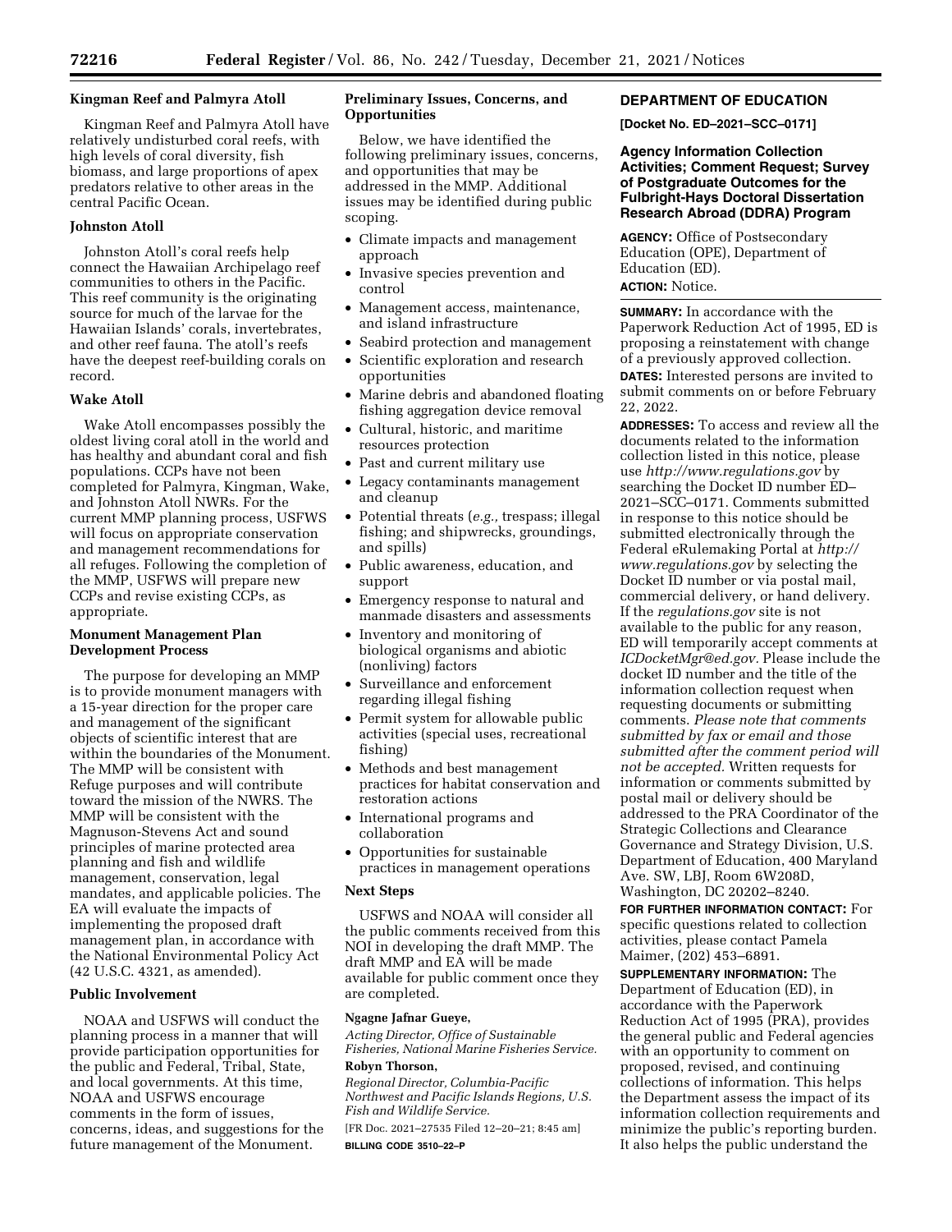### Kingman Reef and Palmyra Atoll

Kingman Reef and Palmyra Atoll have relatively undisturbed coral reefs, with high levels of coral diversity, fish biomass, and large proportions of apex predators relative to other areas in the central Pacific Ocean.

### Johnston Atoll

Johnston Atoll's coral reefs help connect the Hawaiian Archipelago reef communities to others in the Pacific. This reef community is the originating source for much of the larvae for the Hawaiian Islands' corals, invertebrates, and other reef fauna. The atoll's reefs have the deepest reef-building corals on record.

### Wake Atoll

Wake Atoll encompasses possibly the oldest living coral atoll in the world and has healthy and abundant coral and fish populations. CCPs have not been completed for Palmyra, Kingman, Wake, and Johnston Atoll NWRs. For the current MMP planning process, USFWS will focus on appropriate conservation and management recommendations for all refuges. Following the completion of the MMP, USFWS will prepare new CCPs and revise existing CCPs, as appropriate.

### Monument Management Plan Development Process

The purpose for developing an MMP is to provide monument managers with a 15-year direction for the proper care and management of the significant objects of scientific interest that are within the boundaries of the Monument. The MMP will be consistent with Refuge purposes and will contribute toward the mission of the NWRS. The MMP will be consistent with the Magnuson-Stevens Act and sound principles of marine protected area planning and fish and wildlife management, conservation, legal mandates, and applicable policies. The EA will evaluate the impacts of implementing the proposed draft management plan, in accordance with the National Environmental Policy Act (42 U.S.C. 4321, as amended).

### Public Involvement

NOAA and USFWS will conduct the planning process in a manner that will provide participation opportunities for the public and Federal, Tribal, State, and local governments. At this time, NOAA and USFWS encourage comments in the form of issues, concerns, ideas, and suggestions for the future management of the Monument.

### Preliminary Issues, Concerns, and Opportunities

Below, we have identified the following preliminary issues, concerns, and opportunities that may be addressed in the MMP. Additional issues may be identified during public scoping.

- Climate impacts and management approach
- Invasive species prevention and control
- Management access, maintenance, and island infrastructure
- Seabird protection and management
- Scientific exploration and research opportunities
- Marine debris and abandoned floating fishing aggregation device removal
- Cultural, historic, and maritime resources protection
- Past and current military use
- Legacy contaminants management and cleanup
- Potential threats (*e.g.,* trespass; illegal fishing; and shipwrecks, groundings, and spills)
- Public awareness, education, and support
- Emergency response to natural and manmade disasters and assessments
- Inventory and monitoring of biological organisms and abiotic (nonliving) factors
- Surveillance and enforcement regarding illegal fishing
- Permit system for allowable public activities (special uses, recreational fishing)
- Methods and best management practices for habitat conservation and restoration actions
- International programs and collaboration
- Opportunities for sustainable practices in management operations

### Next Steps

USFWS and NOAA will consider all the public comments received from this NOI in developing the draft MMP. The draft MMP and EA will be made available for public comment once they are completed.

**Ngagne Jafnar Gueye,**

*Acting Director, Office of Sustainable Fisheries, National Marine Fisheries Service.*

**Robyn Thorson,**

*Regional Director, Columbia-Pacific Northwest and Pacific Islands Regions, U.S. Fish and Wildlife Service.*

[FR Doc. 2021–27535 Filed 12–20–21; 8:45 am]

**BILLING CODE 3510–22–P**

## DEPARTMENT OF EDUCATION

**[Docket No. ED–2021–SCC–0171]**

### Agency Information Collection Activities; Comment Request; Survey of Postgraduate Outcomes for the Fulbright-Hays Doctoral Dissertation Research Abroad (DDRA) Program

**AGENCY:** Office of Postsecondary Education (OPE), Department of Education (ED).

**ACTION:** Notice.

**SUMMARY:** In accordance with the Paperwork Reduction Act of 1995, ED is proposing a reinstatement with change of a previously approved collection.

**DATES:** Interested persons are invited to submit comments on or before February 22, 2022.

**ADDRESSES:** To access and review all the documents related to the information collection listed in this notice, please use *http://www.regulations.gov* by searching the Docket ID number ED–2021–SCC–0171. Comments submitted in response to this notice should be submitted electronically through the Federal eRulemaking Portal at *http://www.regulations.gov* by selecting the Docket ID number or via postal mail, commercial delivery, or hand delivery. If the *regulations.gov* site is not available to the public for any reason, ED will temporarily accept comments at *ICDocketMgr@ed.gov.* Please include the docket ID number and the title of the information collection request when requesting documents or submitting comments. *Please note that comments submitted by fax or email and those submitted after the comment period will not be accepted.* Written requests for information or comments submitted by postal mail or delivery should be addressed to the PRA Coordinator of the Strategic Collections and Clearance Governance and Strategy Division, U.S. Department of Education, 400 Maryland Ave. SW, LBJ, Room 6W208D, Washington, DC 20202–8240.

**FOR FURTHER INFORMATION CONTACT:** For specific questions related to collection activities, please contact Pamela Maimer, (202) 453–6891.

**SUPPLEMENTARY INFORMATION:** The Department of Education (ED), in accordance with the Paperwork Reduction Act of 1995 (PRA), provides the general public and Federal agencies with an opportunity to comment on proposed, revised, and continuing collections of information. This helps the Department assess the impact of its information collection requirements and minimize the public's reporting burden. It also helps the public understand the